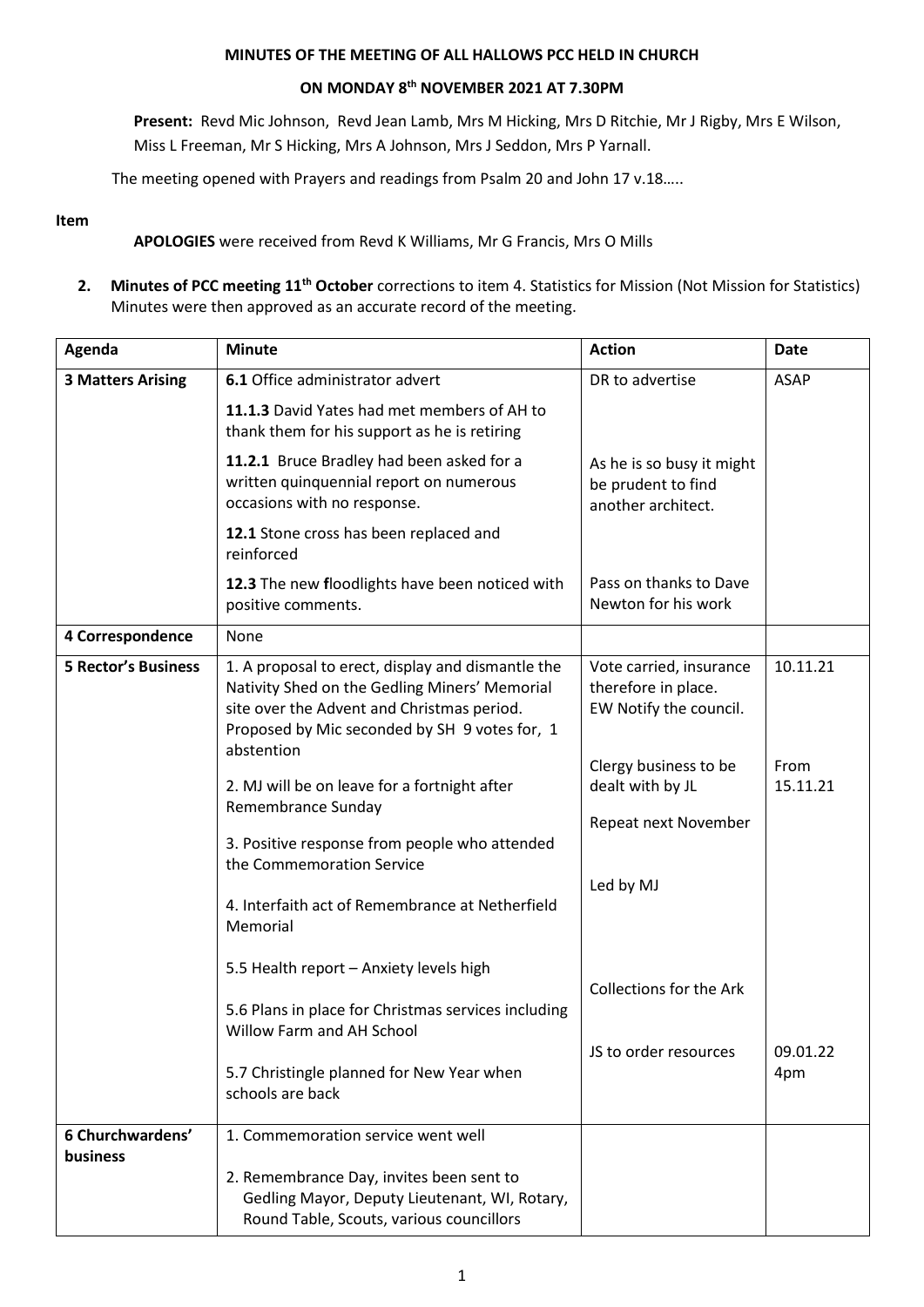**MINUTES OF THE MEETING OF ALL HALLOWS PCC HELD IN CHURCH**

**ON MONDAY 8th NOVEMBER 2021 AT 7.30PM**

**Present:** Revd Mic Johnson, Revd Jean Lamb, Mrs M Hicking, Mrs D Ritchie, Mr J Rigby, Mrs E Wilson, Miss L Freeman, Mr S Hicking, Mrs A Johnson, Mrs J Seddon, Mrs P Yarnall.

The meeting opened with Prayers and readings from Psalm 20 and John 17 v.18…..

**Item**

**APOLOGIES** were received from Revd K Williams, Mr G Francis, Mrs O Mills

2. **Minutes of PCC meeting 11th October** corrections to item 4. Statistics for Mission (Not Mission for Statistics) Minutes were then approved as an accurate record of the meeting.

| Agenda | Minute | Action | Date |
|---|---|---|---|
| **3 Matters Arising** | **6.1** Office administrator advert | DR to advertise | ASAP |
| | **11.1.3** David Yates had met members of AH to thank them for his support as he is retiring | | |
| | **11.2.1** Bruce Bradley had been asked for a written quinquennial report on numerous occasions with no response. | As he is so busy it might be prudent to find another architect. | |
| | **12.1** Stone cross has been replaced and reinforced | | |
| | **12.3** The new **f**loodlights have been noticed with positive comments. | Pass on thanks to Dave Newton for his work | |
| **4 Correspondence** | None | | |
| **5 Rector's Business** | 1. A proposal to erect, display and dismantle the Nativity Shed on the Gedling Miners' Memorial site over the Advent and Christmas period. Proposed by Mic seconded by SH 9 votes for, 1 abstention | Vote carried, insurance therefore in place. EW Notify the council. | 10.11.21 |
| | 2. MJ will be on leave for a fortnight after Remembrance Sunday | Clergy business to be dealt with by JL | From 15.11.21 |
| | 3. Positive response from people who attended the Commemoration Service | Repeat next November | |
| | 4. Interfaith act of Remembrance at Netherfield Memorial | Led by MJ | |
| | 5.5 Health report – Anxiety levels high | | |
| | 5.6 Plans in place for Christmas services including Willow Farm and AH School | Collections for the Ark | |
| | 5.7 Christingle planned for New Year when schools are back | JS to order resources | 09.01.22 4pm |
| **6 Churchwardens' business** | 1. Commemoration service went well | | |
| | 2. Remembrance Day, invites been sent to Gedling Mayor, Deputy Lieutenant, WI, Rotary, Round Table, Scouts, various councillors | | |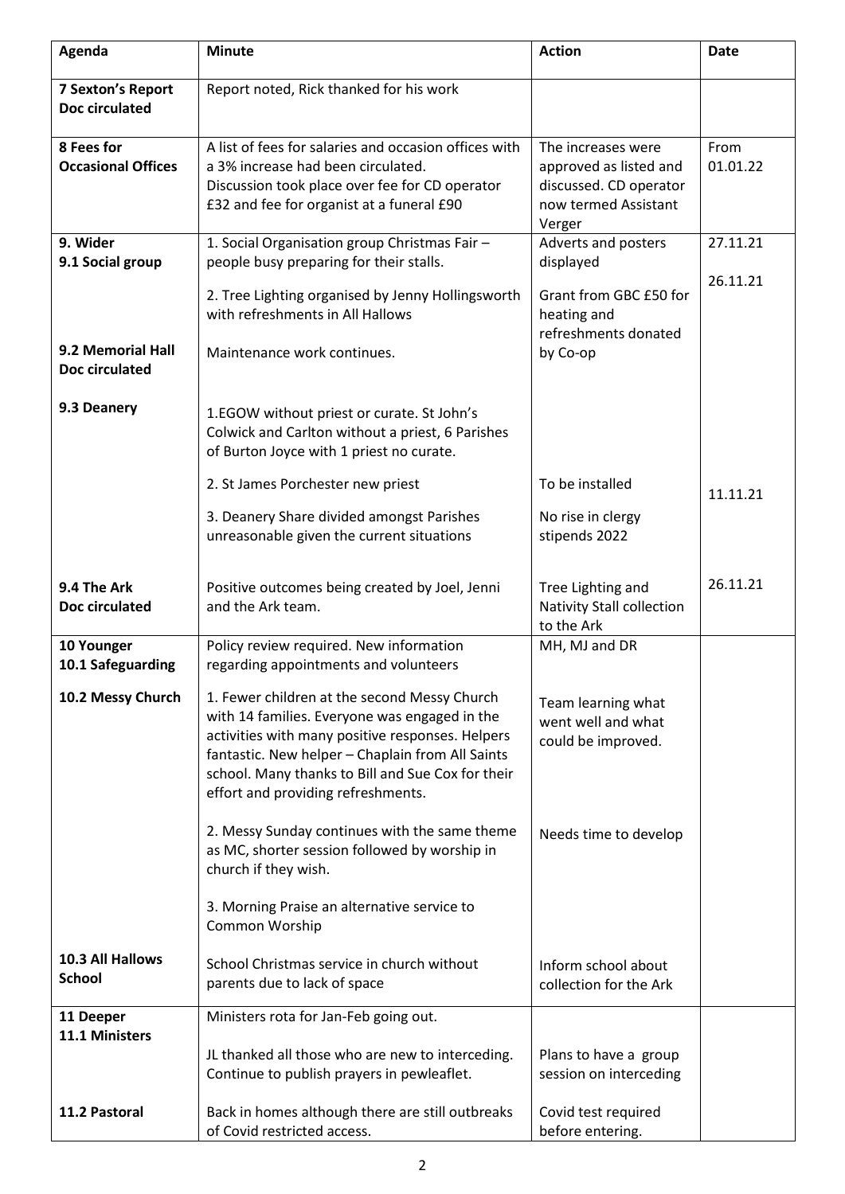| Agenda | Minute | Action | Date |
|---|---|---|---|
| **7 Sexton's Report Doc circulated** | Report noted, Rick thanked for his work | | |
| **8 Fees for Occasional Offices** | A list of fees for salaries and occasion offices with a 3% increase had been circulated.<br>Discussion took place over fee for CD operator £32 and fee for organist at a funeral £90 | The increases were approved as listed and discussed. CD operator now termed Assistant Verger | From 01.01.22 |
| **9. Wider**<br>**9.1 Social group** | 1. Social Organisation group Christmas Fair – people busy preparing for their stalls.<br><br>2. Tree Lighting organised by Jenny Hollingsworth with refreshments in All Hallows | Adverts and posters displayed<br><br>Grant from GBC £50 for heating and refreshments donated by Co-op | 27.11.21<br><br>26.11.21 |
| **9.2 Memorial Hall Doc circulated** | Maintenance work continues. | | |
| **9.3 Deanery** | 1.EGOW without priest or curate. St John's Colwick and Carlton without a priest, 6 Parishes of Burton Joyce with 1 priest no curate.<br><br>2. St James Porchester new priest<br><br>3. Deanery Share divided amongst Parishes unreasonable given the current situations | <br><br>To be installed<br><br>No rise in clergy stipends 2022 | <br><br>11.11.21 |
| **9.4 The Ark Doc circulated** | Positive outcomes being created by Joel, Jenni and the Ark team. | Tree Lighting and Nativity Stall collection to the Ark | 26.11.21 |
| **10 Younger**<br>**10.1 Safeguarding** | Policy review required. New information regarding appointments and volunteers | MH, MJ and DR | |
| **10.2 Messy Church** | 1. Fewer children at the second Messy Church with 14 families. Everyone was engaged in the activities with many positive responses. Helpers fantastic. New helper – Chaplain from All Saints school. Many thanks to Bill and Sue Cox for their effort and providing refreshments.<br><br>2. Messy Sunday continues with the same theme as MC, shorter session followed by worship in church if they wish.<br><br>3. Morning Praise an alternative service to Common Worship | Team learning what went well and what could be improved.<br><br>Needs time to develop | |
| **10.3 All Hallows School** | School Christmas service in church without parents due to lack of space | Inform school about collection for the Ark | |
| **11 Deeper**<br>**11.1 Ministers** | Ministers rota for Jan-Feb going out.<br><br>JL thanked all those who are new to interceding. Continue to publish prayers in pewleaflet. | <br><br>Plans to have a group session on interceding | |
| **11.2 Pastoral** | Back in homes although there are still outbreaks of Covid restricted access. | Covid test required before entering. | |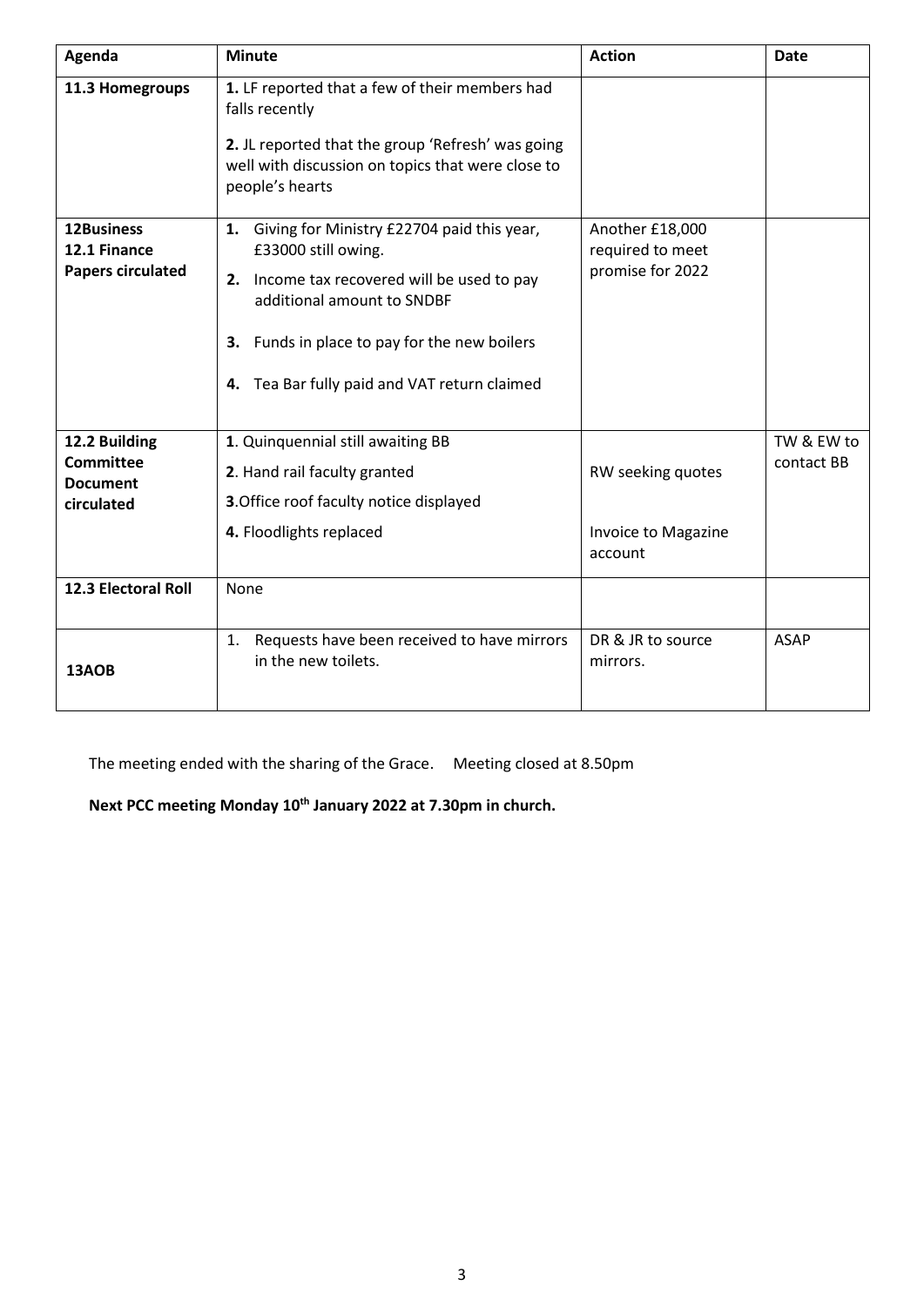| Agenda | Minute | Action | Date |
|---|---|---|---|
| **11.3 Homegroups** | **1.** LF reported that a few of their members had falls recently<br><br>**2.** JL reported that the group 'Refresh' was going well with discussion on topics that were close to people's hearts | | |
| **12Business**<br>**12.1 Finance**<br>**Papers circulated** | **1.** Giving for Ministry £22704 paid this year, £33000 still owing.<br>**2.** Income tax recovered will be used to pay additional amount to SNDBF<br>**3.** Funds in place to pay for the new boilers<br>**4.** Tea Bar fully paid and VAT return claimed | Another £18,000 required to meet promise for 2022 | |
| **12.2 Building Committee Document circulated** | **1**. Quinquennial still awaiting BB<br>**2**. Hand rail faculty granted<br>**3**.Office roof faculty notice displayed<br>**4.** Floodlights replaced | RW seeking quotes<br><br>Invoice to Magazine account | TW & EW to contact BB |
| **12.3 Electoral Roll** | None | | |
| **13AOB** | 1. Requests have been received to have mirrors in the new toilets. | DR & JR to source mirrors. | ASAP |

The meeting ended with the sharing of the Grace. Meeting closed at 8.50pm

**Next PCC meeting Monday 10th January 2022 at 7.30pm in church.**